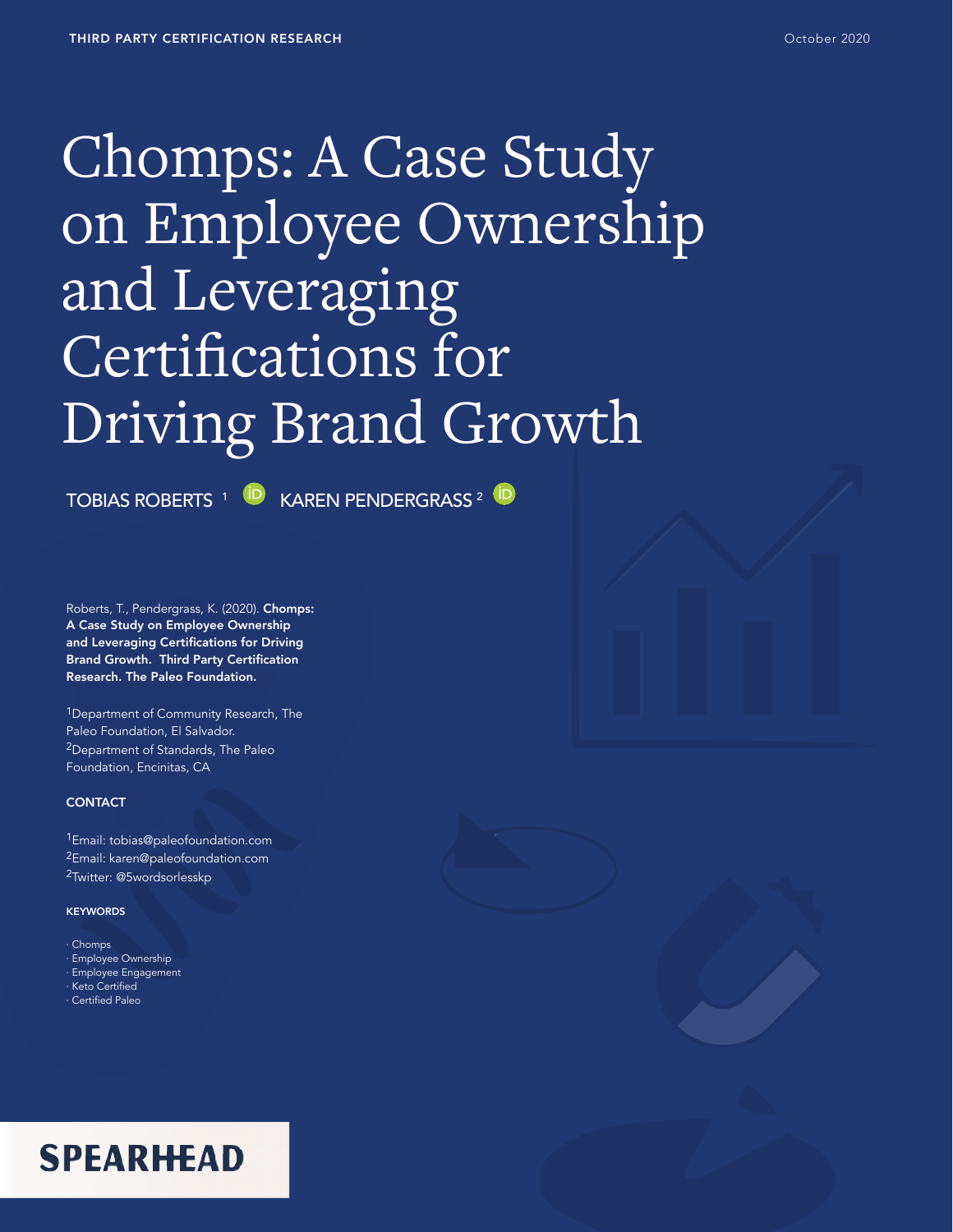THIRD PARTY CERTIFICATION RESEARCH

October 2020

# Chomps: A Case Study on Employee Ownership and Leveraging Certifications for Driving Brand Growth

TOBIAS ROBERTS [1] KAREN PENDERGRASS [2]

Roberts, T., Pendergrass, K. (2020). **Chomps: A Case Study on Employee Ownership and Leveraging Certifications for Driving Brand Growth. Third Party Certification Research. The Paleo Foundation.**

[1]Department of Community Research, The Paleo Foundation, El Salvador.
[2]Department of Standards, The Paleo Foundation, Encinitas, CA

**CONTACT**

[1]Email: tobias@paleofoundation.com
[2]Email: karen@paleofoundation.com
[2]Twitter: @5wordsorlesskp

**KEYWORDS**

· Chomps
· Employee Ownership
· Employee Engagement
· Keto Certified
· Certified Paleo

SPEARHEAD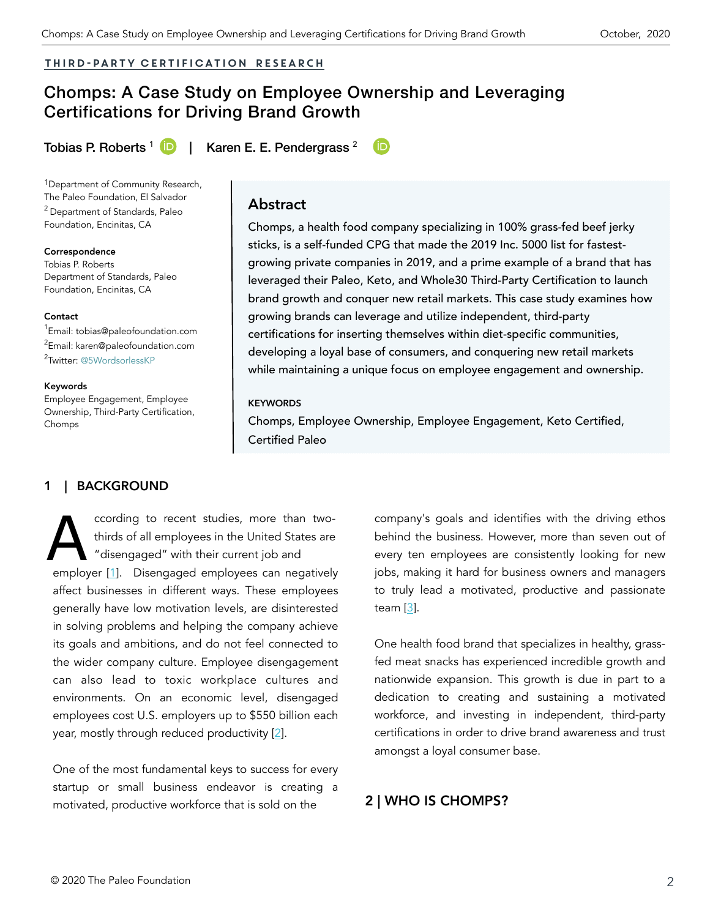THIRD-PARTY CERTIFICATION RESEARCH

# Chomps: A Case Study on Employee Ownership and Leveraging Certifications for Driving Brand Growth

Tobias P. Roberts [1] | Karen E. E. Pendergrass [2]

[1]Department of Community Research, The Paleo Foundation, El Salvador
[2] Department of Standards, Paleo Foundation, Encinitas, CA

**Correspondence**
Tobias P. Roberts
Department of Standards, Paleo Foundation, Encinitas, CA

**Contact**
[1]Email: tobias@paleofoundation.com
[2]Email: karen@paleofoundation.com
[2]Twitter: @5WordsorlessKP

**Keywords**
Employee Engagement, Employee Ownership, Third-Party Certification, Chomps

## Abstract

Chomps, a health food company specializing in 100% grass-fed beef jerky sticks, is a self-funded CPG that made the 2019 Inc. 5000 list for fastest-growing private companies in 2019, and a prime example of a brand that has leveraged their Paleo, Keto, and Whole30 Third-Party Certification to launch brand growth and conquer new retail markets. This case study examines how growing brands can leverage and utilize independent, third-party certifications for inserting themselves within diet-specific communities, developing a loyal base of consumers, and conquering new retail markets while maintaining a unique focus on employee engagement and ownership.

**KEYWORDS**
Chomps, Employee Ownership, Employee Engagement, Keto Certified, Certified Paleo

## 1 | BACKGROUND

According to recent studies, more than two-thirds of all employees in the United States are "disengaged" with their current job and employer [1]. Disengaged employees can negatively affect businesses in different ways. These employees generally have low motivation levels, are disinterested in solving problems and helping the company achieve its goals and ambitions, and do not feel connected to the wider company culture. Employee disengagement can also lead to toxic workplace cultures and environments. On an economic level, disengaged employees cost U.S. employers up to $550 billion each year, mostly through reduced productivity [2].

One of the most fundamental keys to success for every startup or small business endeavor is creating a motivated, productive workforce that is sold on the company's goals and identifies with the driving ethos behind the business. However, more than seven out of every ten employees are consistently looking for new jobs, making it hard for business owners and managers to truly lead a motivated, productive and passionate team [3].

One health food brand that specializes in healthy, grass-fed meat snacks has experienced incredible growth and nationwide expansion. This growth is due in part to a dedication to creating and sustaining a motivated workforce, and investing in independent, third-party certifications in order to drive brand awareness and trust amongst a loyal consumer base.

## 2 | WHO IS CHOMPS?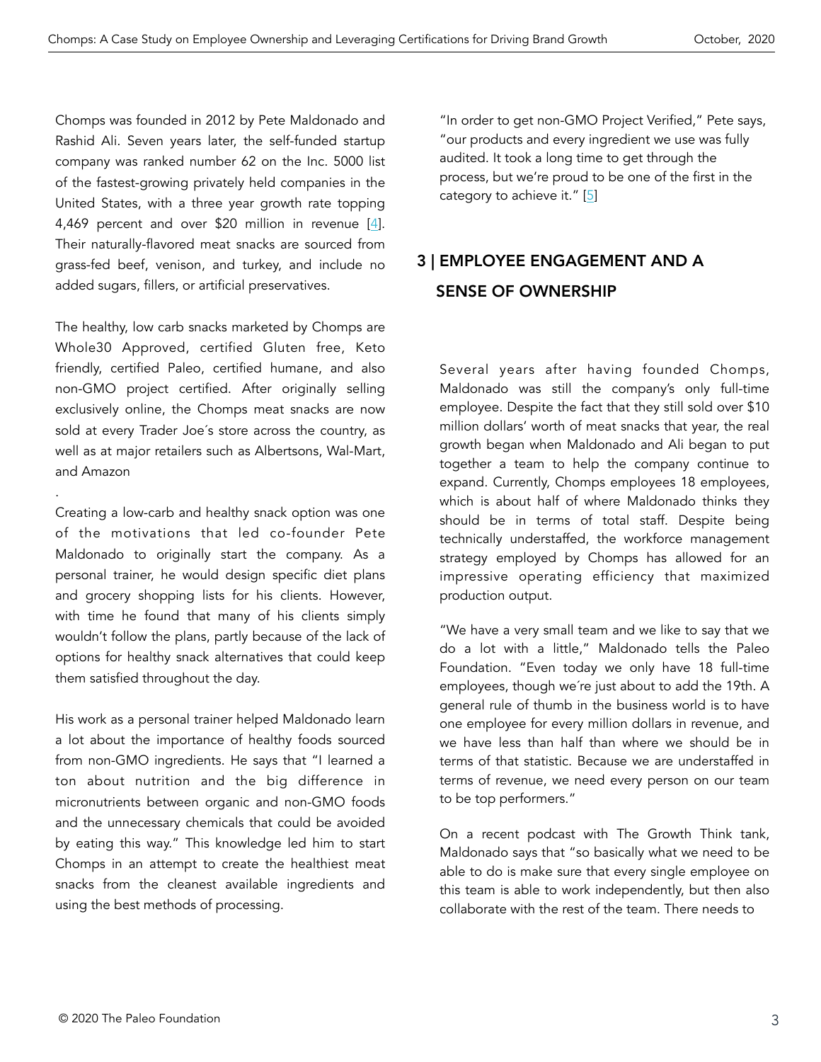Chomps was founded in 2012 by Pete Maldonado and Rashid Ali. Seven years later, the self-funded startup company was ranked number 62 on the Inc. 5000 list of the fastest-growing privately held companies in the United States, with a three year growth rate topping 4,469 percent and over $20 million in revenue [4]. Their naturally-flavored meat snacks are sourced from grass-fed beef, venison, and turkey, and include no added sugars, fillers, or artificial preservatives.

The healthy, low carb snacks marketed by Chomps are Whole30 Approved, certified Gluten free, Keto friendly, certified Paleo, certified humane, and also non-GMO project certified. After originally selling exclusively online, the Chomps meat snacks are now sold at every Trader Joe´s store across the country, as well as at major retailers such as Albertsons, Wal-Mart, and Amazon

.

Creating a low-carb and healthy snack option was one of the motivations that led co-founder Pete Maldonado to originally start the company. As a personal trainer, he would design specific diet plans and grocery shopping lists for his clients. However, with time he found that many of his clients simply wouldn't follow the plans, partly because of the lack of options for healthy snack alternatives that could keep them satisfied throughout the day.

His work as a personal trainer helped Maldonado learn a lot about the importance of healthy foods sourced from non-GMO ingredients. He says that "I learned a ton about nutrition and the big difference in micronutrients between organic and non-GMO foods and the unnecessary chemicals that could be avoided by eating this way." This knowledge led him to start Chomps in an attempt to create the healthiest meat snacks from the cleanest available ingredients and using the best methods of processing.

"In order to get non-GMO Project Verified," Pete says, "our products and every ingredient we use was fully audited. It took a long time to get through the process, but we're proud to be one of the first in the category to achieve it." [5]

## 3 | EMPLOYEE ENGAGEMENT AND A SENSE OF OWNERSHIP

Several years after having founded Chomps, Maldonado was still the company's only full-time employee. Despite the fact that they still sold over $10 million dollars' worth of meat snacks that year, the real growth began when Maldonado and Ali began to put together a team to help the company continue to expand. Currently, Chomps employees 18 employees, which is about half of where Maldonado thinks they should be in terms of total staff. Despite being technically understaffed, the workforce management strategy employed by Chomps has allowed for an impressive operating efficiency that maximized production output.

"We have a very small team and we like to say that we do a lot with a little," Maldonado tells the Paleo Foundation. "Even today we only have 18 full-time employees, though we´re just about to add the 19th. A general rule of thumb in the business world is to have one employee for every million dollars in revenue, and we have less than half than where we should be in terms of that statistic. Because we are understaffed in terms of revenue, we need every person on our team to be top performers."

On a recent podcast with The Growth Think tank, Maldonado says that "so basically what we need to be able to do is make sure that every single employee on this team is able to work independently, but then also collaborate with the rest of the team. There needs to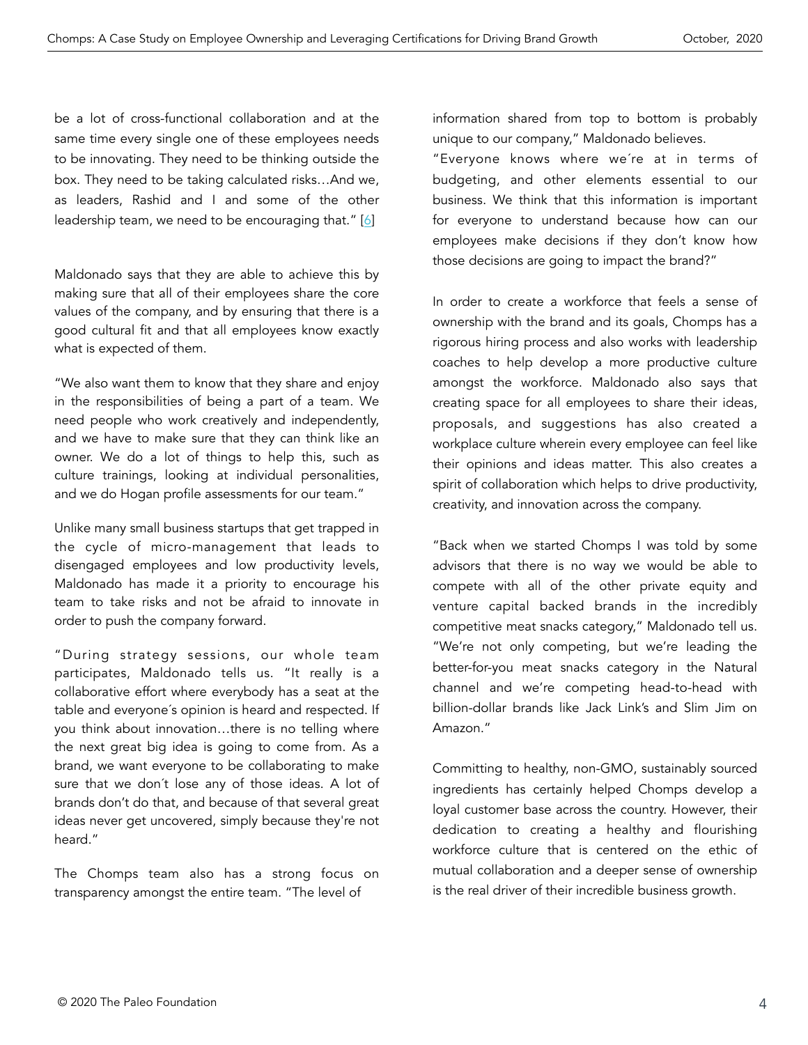be a lot of cross-functional collaboration and at the same time every single one of these employees needs to be innovating. They need to be thinking outside the box. They need to be taking calculated risks…And we, as leaders, Rashid and I and some of the other leadership team, we need to be encouraging that." [6]

Maldonado says that they are able to achieve this by making sure that all of their employees share the core values of the company, and by ensuring that there is a good cultural fit and that all employees know exactly what is expected of them.

"We also want them to know that they share and enjoy in the responsibilities of being a part of a team. We need people who work creatively and independently, and we have to make sure that they can think like an owner. We do a lot of things to help this, such as culture trainings, looking at individual personalities, and we do Hogan profile assessments for our team."

Unlike many small business startups that get trapped in the cycle of micro-management that leads to disengaged employees and low productivity levels, Maldonado has made it a priority to encourage his team to take risks and not be afraid to innovate in order to push the company forward.

"During strategy sessions, our whole team participates, Maldonado tells us. "It really is a collaborative effort where everybody has a seat at the table and everyone´s opinion is heard and respected. If you think about innovation…there is no telling where the next great big idea is going to come from. As a brand, we want everyone to be collaborating to make sure that we don´t lose any of those ideas. A lot of brands don't do that, and because of that several great ideas never get uncovered, simply because they're not heard."

The Chomps team also has a strong focus on transparency amongst the entire team. "The level of information shared from top to bottom is probably unique to our company," Maldonado believes.

"Everyone knows where we´re at in terms of budgeting, and other elements essential to our business. We think that this information is important for everyone to understand because how can our employees make decisions if they don't know how those decisions are going to impact the brand?"

In order to create a workforce that feels a sense of ownership with the brand and its goals, Chomps has a rigorous hiring process and also works with leadership coaches to help develop a more productive culture amongst the workforce. Maldonado also says that creating space for all employees to share their ideas, proposals, and suggestions has also created a workplace culture wherein every employee can feel like their opinions and ideas matter. This also creates a spirit of collaboration which helps to drive productivity, creativity, and innovation across the company.

"Back when we started Chomps I was told by some advisors that there is no way we would be able to compete with all of the other private equity and venture capital backed brands in the incredibly competitive meat snacks category," Maldonado tell us. "We're not only competing, but we're leading the better-for-you meat snacks category in the Natural channel and we're competing head-to-head with billion-dollar brands like Jack Link's and Slim Jim on Amazon."

Committing to healthy, non-GMO, sustainably sourced ingredients has certainly helped Chomps develop a loyal customer base across the country. However, their dedication to creating a healthy and flourishing workforce culture that is centered on the ethic of mutual collaboration and a deeper sense of ownership is the real driver of their incredible business growth.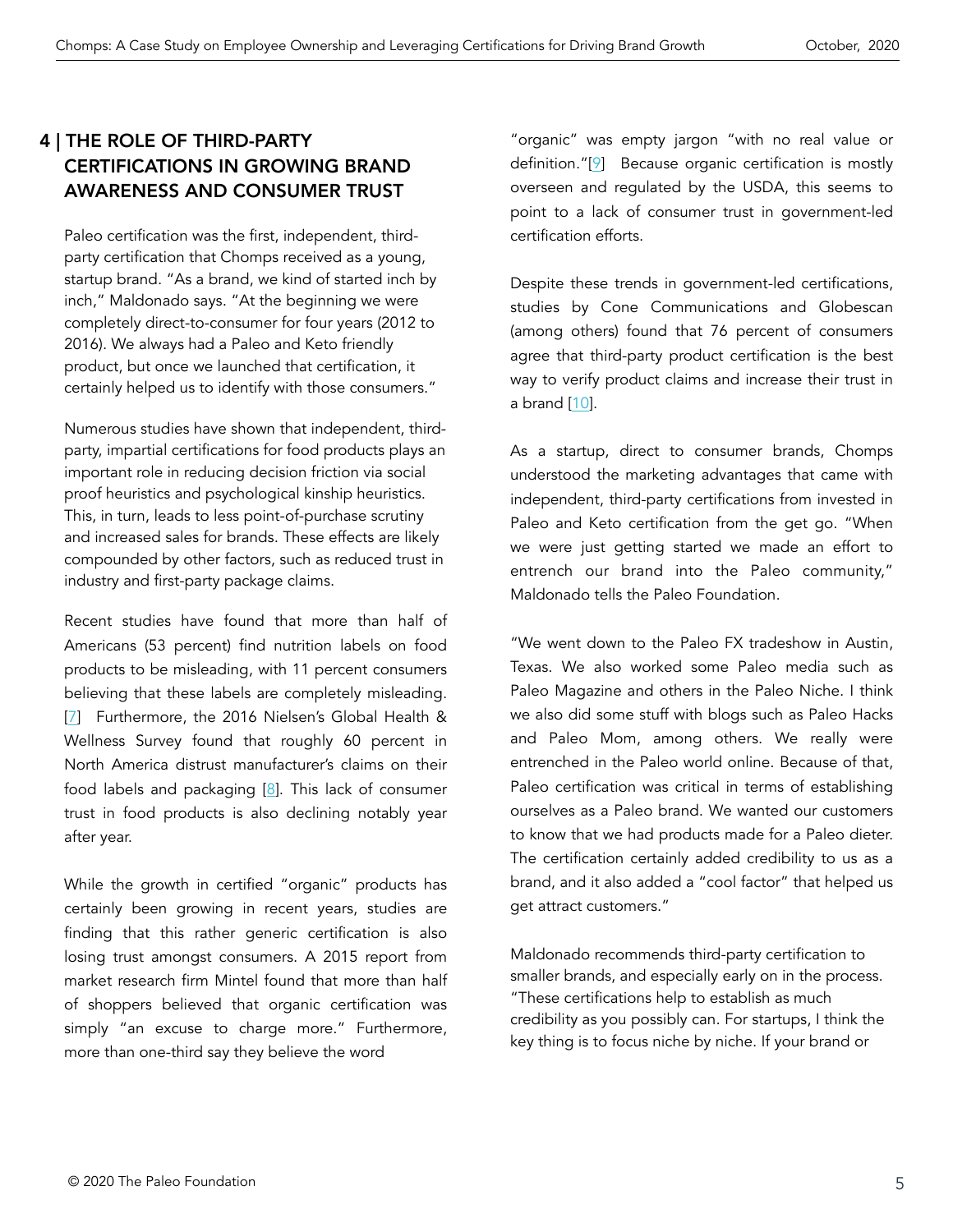## 4 | THE ROLE OF THIRD-PARTY CERTIFICATIONS IN GROWING BRAND AWARENESS AND CONSUMER TRUST

Paleo certification was the first, independent, third-party certification that Chomps received as a young, startup brand. "As a brand, we kind of started inch by inch," Maldonado says. "At the beginning we were completely direct-to-consumer for four years (2012 to 2016). We always had a Paleo and Keto friendly product, but once we launched that certification, it certainly helped us to identify with those consumers."

Numerous studies have shown that independent, third-party, impartial certifications for food products plays an important role in reducing decision friction via social proof heuristics and psychological kinship heuristics. This, in turn, leads to less point-of-purchase scrutiny and increased sales for brands. These effects are likely compounded by other factors, such as reduced trust in industry and first-party package claims.

Recent studies have found that more than half of Americans (53 percent) find nutrition labels on food products to be misleading, with 11 percent consumers believing that these labels are completely misleading. [7] Furthermore, the 2016 Nielsen's Global Health & Wellness Survey found that roughly 60 percent in North America distrust manufacturer's claims on their food labels and packaging [8]. This lack of consumer trust in food products is also declining notably year after year.

While the growth in certified "organic" products has certainly been growing in recent years, studies are finding that this rather generic certification is also losing trust amongst consumers. A 2015 report from market research firm Mintel found that more than half of shoppers believed that organic certification was simply "an excuse to charge more." Furthermore, more than one-third say they believe the word "organic" was empty jargon "with no real value or definition."[9] Because organic certification is mostly overseen and regulated by the USDA, this seems to point to a lack of consumer trust in government-led certification efforts.

Despite these trends in government-led certifications, studies by Cone Communications and Globescan (among others) found that 76 percent of consumers agree that third-party product certification is the best way to verify product claims and increase their trust in a brand [10].

As a startup, direct to consumer brands, Chomps understood the marketing advantages that came with independent, third-party certifications from invested in Paleo and Keto certification from the get go. "When we were just getting started we made an effort to entrench our brand into the Paleo community," Maldonado tells the Paleo Foundation.

"We went down to the Paleo FX tradeshow in Austin, Texas. We also worked some Paleo media such as Paleo Magazine and others in the Paleo Niche. I think we also did some stuff with blogs such as Paleo Hacks and Paleo Mom, among others. We really were entrenched in the Paleo world online. Because of that, Paleo certification was critical in terms of establishing ourselves as a Paleo brand. We wanted our customers to know that we had products made for a Paleo dieter. The certification certainly added credibility to us as a brand, and it also added a "cool factor" that helped us get attract customers."

Maldonado recommends third-party certification to smaller brands, and especially early on in the process. "These certifications help to establish as much credibility as you possibly can. For startups, I think the key thing is to focus niche by niche. If your brand or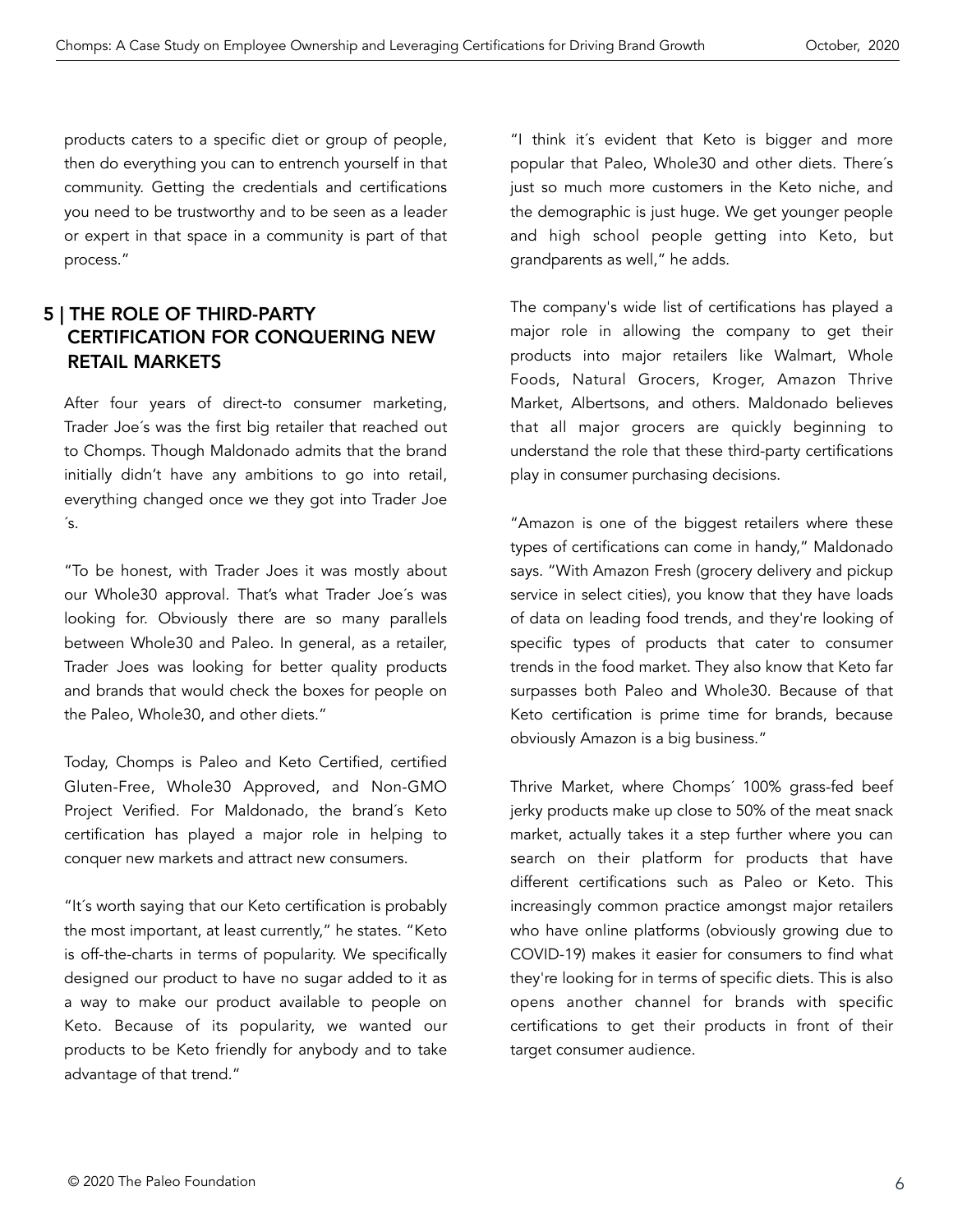products caters to a specific diet or group of people, then do everything you can to entrench yourself in that community. Getting the credentials and certifications you need to be trustworthy and to be seen as a leader or expert in that space in a community is part of that process."

## 5 | THE ROLE OF THIRD-PARTY CERTIFICATION FOR CONQUERING NEW RETAIL MARKETS

After four years of direct-to consumer marketing, Trader Joe´s was the first big retailer that reached out to Chomps. Though Maldonado admits that the brand initially didn't have any ambitions to go into retail, everything changed once we they got into Trader Joe ´s.

"To be honest, with Trader Joes it was mostly about our Whole30 approval. That's what Trader Joe´s was looking for. Obviously there are so many parallels between Whole30 and Paleo. In general, as a retailer, Trader Joes was looking for better quality products and brands that would check the boxes for people on the Paleo, Whole30, and other diets."

Today, Chomps is Paleo and Keto Certified, certified Gluten-Free, Whole30 Approved, and Non-GMO Project Verified. For Maldonado, the brand´s Keto certification has played a major role in helping to conquer new markets and attract new consumers.

"It´s worth saying that our Keto certification is probably the most important, at least currently," he states. "Keto is off-the-charts in terms of popularity. We specifically designed our product to have no sugar added to it as a way to make our product available to people on Keto. Because of its popularity, we wanted our products to be Keto friendly for anybody and to take advantage of that trend."

"I think it´s evident that Keto is bigger and more popular that Paleo, Whole30 and other diets. There´s just so much more customers in the Keto niche, and the demographic is just huge. We get younger people and high school people getting into Keto, but grandparents as well," he adds.

The company's wide list of certifications has played a major role in allowing the company to get their products into major retailers like Walmart, Whole Foods, Natural Grocers, Kroger, Amazon Thrive Market, Albertsons, and others. Maldonado believes that all major grocers are quickly beginning to understand the role that these third-party certifications play in consumer purchasing decisions.

"Amazon is one of the biggest retailers where these types of certifications can come in handy," Maldonado says. "With Amazon Fresh (grocery delivery and pickup service in select cities), you know that they have loads of data on leading food trends, and they're looking of specific types of products that cater to consumer trends in the food market. They also know that Keto far surpasses both Paleo and Whole30. Because of that Keto certification is prime time for brands, because obviously Amazon is a big business."

Thrive Market, where Chomps´ 100% grass-fed beef jerky products make up close to 50% of the meat snack market, actually takes it a step further where you can search on their platform for products that have different certifications such as Paleo or Keto. This increasingly common practice amongst major retailers who have online platforms (obviously growing due to COVID-19) makes it easier for consumers to find what they're looking for in terms of specific diets. This is also opens another channel for brands with specific certifications to get their products in front of their target consumer audience.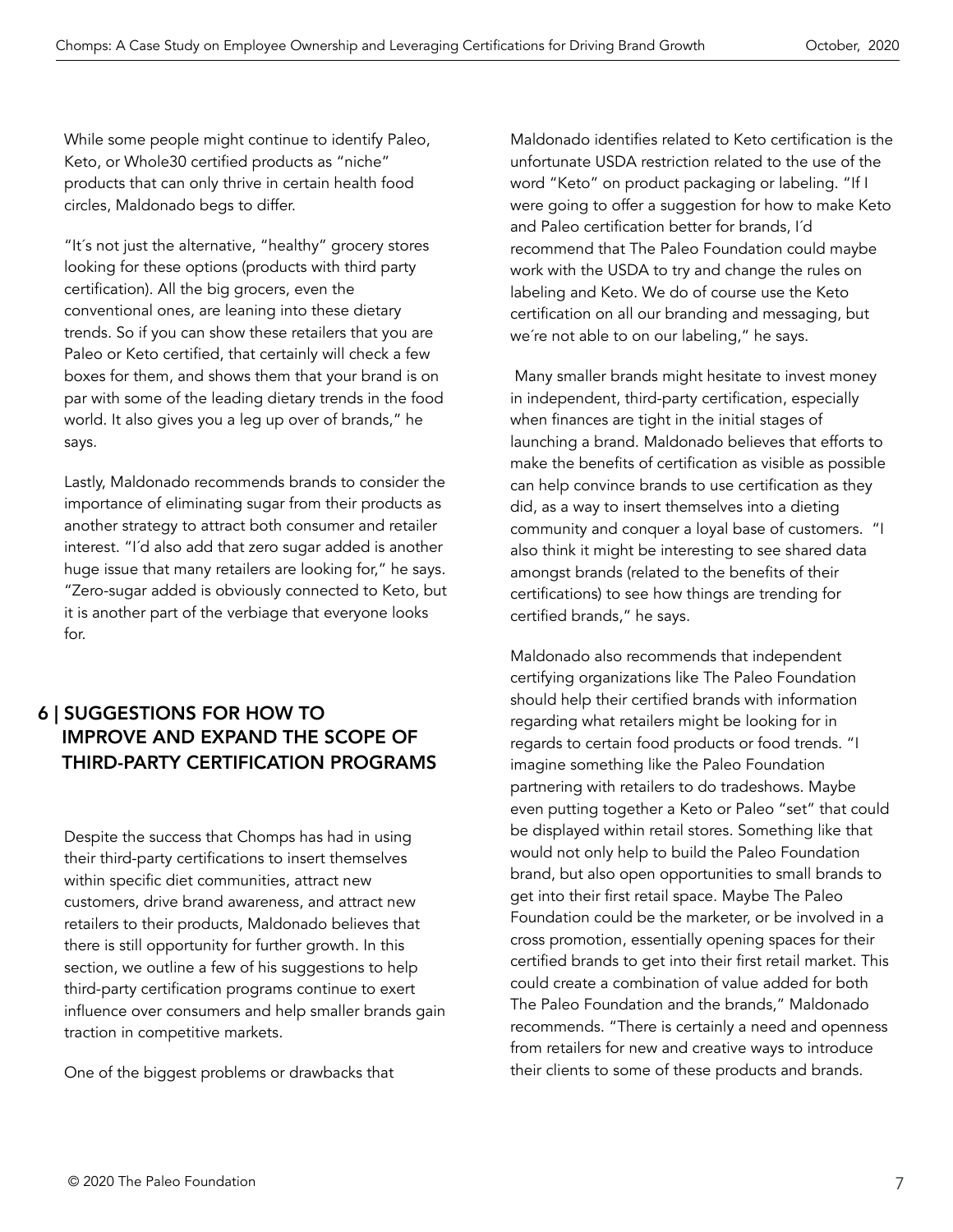While some people might continue to identify Paleo, Keto, or Whole30 certified products as "niche" products that can only thrive in certain health food circles, Maldonado begs to differ.

"It´s not just the alternative, "healthy" grocery stores looking for these options (products with third party certification). All the big grocers, even the conventional ones, are leaning into these dietary trends. So if you can show these retailers that you are Paleo or Keto certified, that certainly will check a few boxes for them, and shows them that your brand is on par with some of the leading dietary trends in the food world. It also gives you a leg up over of brands," he says.

Lastly, Maldonado recommends brands to consider the importance of eliminating sugar from their products as another strategy to attract both consumer and retailer interest. "I´d also add that zero sugar added is another huge issue that many retailers are looking for," he says. "Zero-sugar added is obviously connected to Keto, but it is another part of the verbiage that everyone looks for.

## 6 | SUGGESTIONS FOR HOW TO IMPROVE AND EXPAND THE SCOPE OF THIRD-PARTY CERTIFICATION PROGRAMS

Despite the success that Chomps has had in using their third-party certifications to insert themselves within specific diet communities, attract new customers, drive brand awareness, and attract new retailers to their products, Maldonado believes that there is still opportunity for further growth. In this section, we outline a few of his suggestions to help third-party certification programs continue to exert influence over consumers and help smaller brands gain traction in competitive markets.

One of the biggest problems or drawbacks that Maldonado identifies related to Keto certification is the unfortunate USDA restriction related to the use of the word "Keto" on product packaging or labeling. "If I were going to offer a suggestion for how to make Keto and Paleo certification better for brands, I´d recommend that The Paleo Foundation could maybe work with the USDA to try and change the rules on labeling and Keto. We do of course use the Keto certification on all our branding and messaging, but we´re not able to on our labeling," he says.

Many smaller brands might hesitate to invest money in independent, third-party certification, especially when finances are tight in the initial stages of launching a brand. Maldonado believes that efforts to make the benefits of certification as visible as possible can help convince brands to use certification as they did, as a way to insert themselves into a dieting community and conquer a loyal base of customers. "I also think it might be interesting to see shared data amongst brands (related to the benefits of their certifications) to see how things are trending for certified brands," he says.

Maldonado also recommends that independent certifying organizations like The Paleo Foundation should help their certified brands with information regarding what retailers might be looking for in regards to certain food products or food trends. "I imagine something like the Paleo Foundation partnering with retailers to do tradeshows. Maybe even putting together a Keto or Paleo "set" that could be displayed within retail stores. Something like that would not only help to build the Paleo Foundation brand, but also open opportunities to small brands to get into their first retail space. Maybe The Paleo Foundation could be the marketer, or be involved in a cross promotion, essentially opening spaces for their certified brands to get into their first retail market. This could create a combination of value added for both The Paleo Foundation and the brands," Maldonado recommends. "There is certainly a need and openness from retailers for new and creative ways to introduce their clients to some of these products and brands.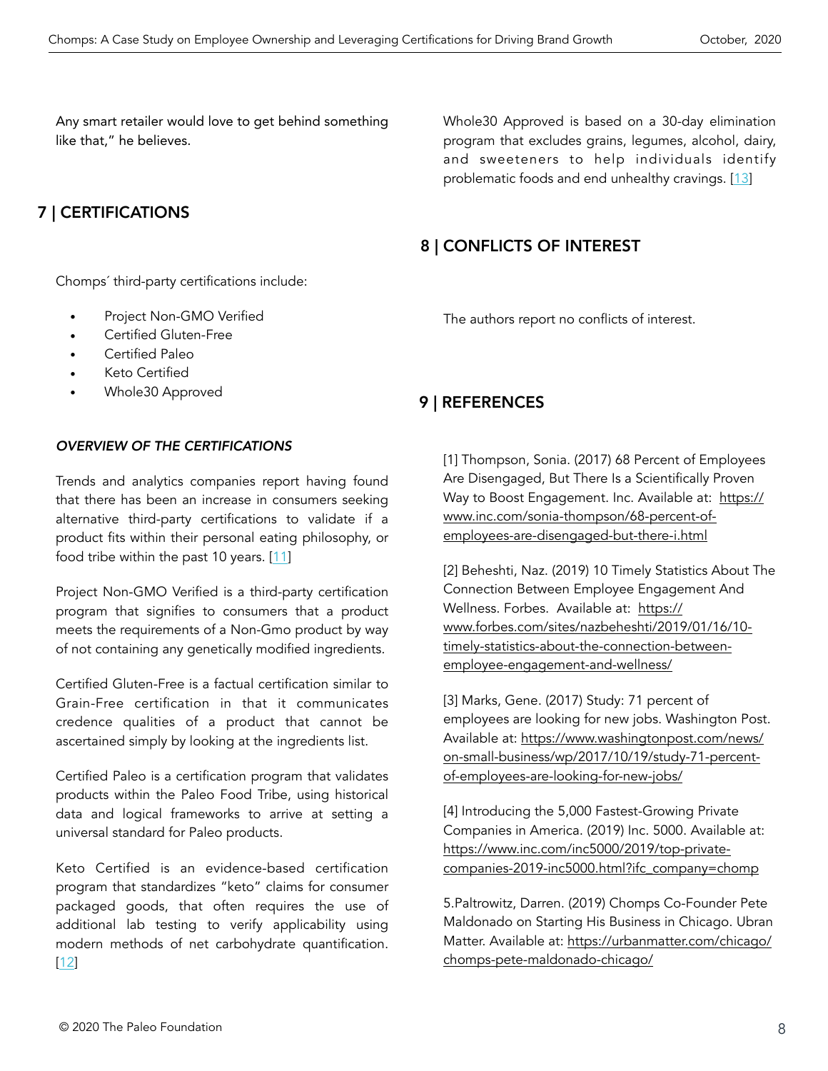Any smart retailer would love to get behind something like that," he believes.

## 7 | CERTIFICATIONS

Chomps´ third-party certifications include:

- Project Non-GMO Verified
- Certified Gluten-Free
- Certified Paleo
- Keto Certified
- Whole30 Approved

### *OVERVIEW OF THE CERTIFICATIONS*

Trends and analytics companies report having found that there has been an increase in consumers seeking alternative third-party certifications to validate if a product fits within their personal eating philosophy, or food tribe within the past 10 years. [11]

Project Non-GMO Verified is a third-party certification program that signifies to consumers that a product meets the requirements of a Non-Gmo product by way of not containing any genetically modified ingredients.

Certified Gluten-Free is a factual certification similar to Grain-Free certification in that it communicates credence qualities of a product that cannot be ascertained simply by looking at the ingredients list.

Certified Paleo is a certification program that validates products within the Paleo Food Tribe, using historical data and logical frameworks to arrive at setting a universal standard for Paleo products.

Keto Certified is an evidence-based certification program that standardizes "keto" claims for consumer packaged goods, that often requires the use of additional lab testing to verify applicability using modern methods of net carbohydrate quantification. [12]

Whole30 Approved is based on a 30-day elimination program that excludes grains, legumes, alcohol, dairy, and sweeteners to help individuals identify problematic foods and end unhealthy cravings. [13]

## 8 | CONFLICTS OF INTEREST

The authors report no conflicts of interest.

## 9 | REFERENCES

[1] Thompson, Sonia. (2017) 68 Percent of Employees Are Disengaged, But There Is a Scientifically Proven Way to Boost Engagement. Inc. Available at: https://www.inc.com/sonia-thompson/68-percent-of-employees-are-disengaged-but-there-i.html

[2] Beheshti, Naz. (2019) 10 Timely Statistics About The Connection Between Employee Engagement And Wellness. Forbes. Available at: https://www.forbes.com/sites/nazbeheshti/2019/01/16/10-timely-statistics-about-the-connection-between-employee-engagement-and-wellness/

[3] Marks, Gene. (2017) Study: 71 percent of employees are looking for new jobs. Washington Post. Available at: https://www.washingtonpost.com/news/on-small-business/wp/2017/10/19/study-71-percent-of-employees-are-looking-for-new-jobs/

[4] Introducing the 5,000 Fastest-Growing Private Companies in America. (2019) Inc. 5000. Available at: https://www.inc.com/inc5000/2019/top-private-companies-2019-inc5000.html?ifc_company=chomp

5.Paltrowitz, Darren. (2019) Chomps Co-Founder Pete Maldonado on Starting His Business in Chicago. Ubran Matter. Available at: https://urbanmatter.com/chicago/chomps-pete-maldonado-chicago/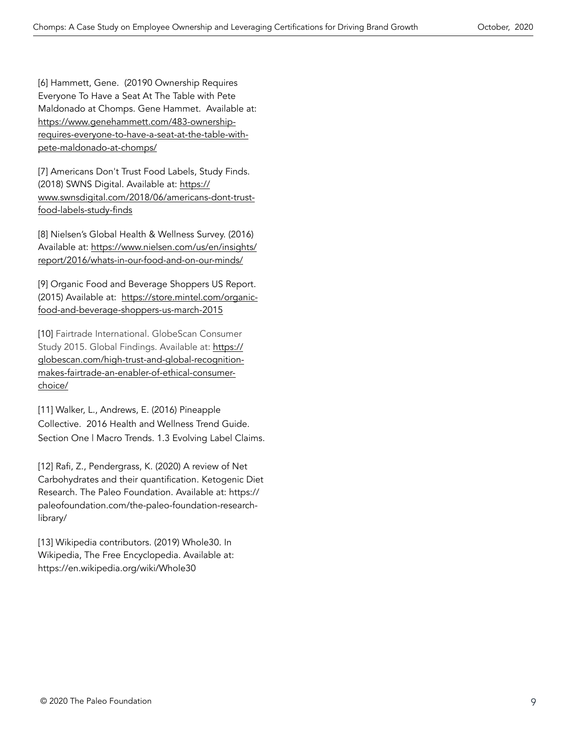[6] Hammett, Gene. (20190 Ownership Requires Everyone To Have a Seat At The Table with Pete Maldonado at Chomps. Gene Hammet. Available at: https://www.genehammett.com/483-ownership-requires-everyone-to-have-a-seat-at-the-table-with-pete-maldonado-at-chomps/

[7] Americans Don't Trust Food Labels, Study Finds. (2018) SWNS Digital. Available at: https://www.swnsdigital.com/2018/06/americans-dont-trust-food-labels-study-finds

[8] Nielsen's Global Health & Wellness Survey. (2016) Available at: https://www.nielsen.com/us/en/insights/report/2016/whats-in-our-food-and-on-our-minds/

[9] Organic Food and Beverage Shoppers US Report. (2015) Available at: https://store.mintel.com/organic-food-and-beverage-shoppers-us-march-2015

[10] Fairtrade International. GlobeScan Consumer Study 2015. Global Findings. Available at: https://globescan.com/high-trust-and-global-recognition-makes-fairtrade-an-enabler-of-ethical-consumer-choice/

[11] Walker, L., Andrews, E. (2016) Pineapple Collective. 2016 Health and Wellness Trend Guide. Section One | Macro Trends. 1.3 Evolving Label Claims.

[12] Rafi, Z., Pendergrass, K. (2020) A review of Net Carbohydrates and their quantification. Ketogenic Diet Research. The Paleo Foundation. Available at: https://paleofoundation.com/the-paleo-foundation-research-library/

[13] Wikipedia contributors. (2019) Whole30. In Wikipedia, The Free Encyclopedia. Available at: https://en.wikipedia.org/wiki/Whole30